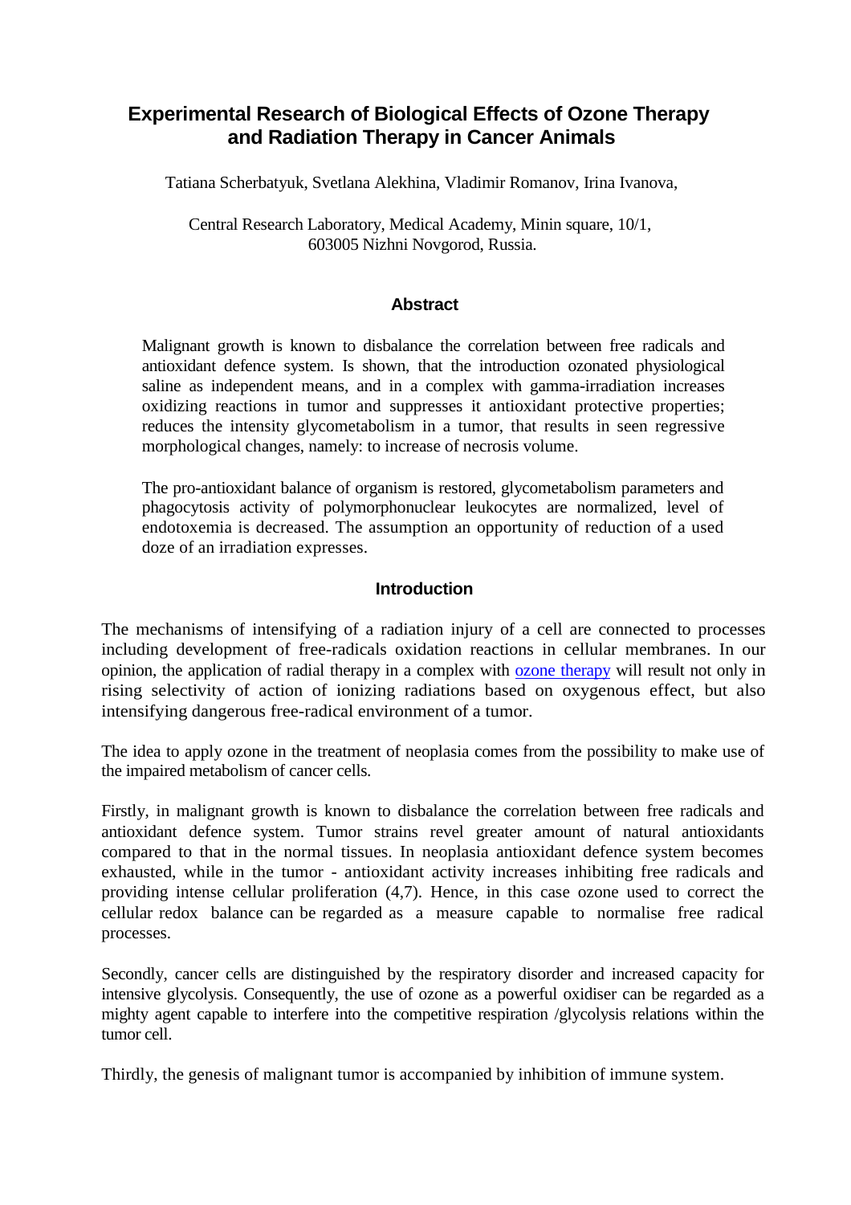# Experimental Research of Biological Effects of Ozone Therapy and Radiation Therapy in Cancer Animals

Tatiana Scherbatyuk, Svetlana Alekhina, Vladimir Romanov, Irina Ivanova,

Central Research Laboratory, Medical Academy, Minin square, 10/1,
603005 Nizhni Novgorod, Russia.

## Abstract

Malignant growth is known to disbalance the correlation between free radicals and antioxidant defence system. Is shown, that the introduction ozonated physiological saline as independent means, and in a complex with gamma-irradiation increases oxidizing reactions in tumor and suppresses it antioxidant protective properties; reduces the intensity glycometabolism in a tumor, that results in seen regressive morphological changes, namely: to increase of necrosis volume.

The pro-antioxidant balance of organism is restored, glycometabolism parameters and phagocytosis activity of polymorphonuclear leukocytes are normalized, level of endotoxemia is decreased. The assumption an opportunity of reduction of a used doze of an irradiation expresses.

## Introduction

The mechanisms of intensifying of a radiation injury of a cell are connected to processes including development of free-radicals oxidation reactions in cellular membranes. In our opinion, the application of radial therapy in a complex with ozone therapy will result not only in rising selectivity of action of ionizing radiations based on oxygenous effect, but also intensifying dangerous free-radical environment of a tumor.

The idea to apply ozone in the treatment of neoplasia comes from the possibility to make use of the impaired metabolism of cancer cells.

Firstly, in malignant growth is known to disbalance the correlation between free radicals and antioxidant defence system. Tumor strains revel greater amount of natural antioxidants compared to that in the normal tissues. In neoplasia antioxidant defence system becomes exhausted, while in the tumor - antioxidant activity increases inhibiting free radicals and providing intense cellular proliferation (4,7). Hence, in this case ozone used to correct the cellular redox balance can be regarded as a measure capable to normalise free radical processes.

Secondly, cancer cells are distinguished by the respiratory disorder and increased capacity for intensive glycolysis. Consequently, the use of ozone as a powerful oxidiser can be regarded as a mighty agent capable to interfere into the competitive respiration /glycolysis relations within the tumor cell.

Thirdly, the genesis of malignant tumor is accompanied by inhibition of immune system.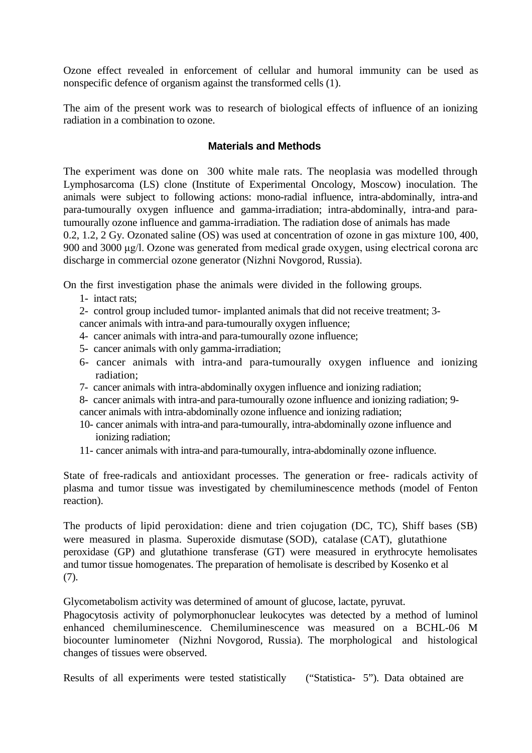Ozone effect revealed in enforcement of cellular and humoral immunity can be used as nonspecific defence of organism against the transformed cells (1).

The aim of the present work was to research of biological effects of influence of an ionizing radiation in a combination to ozone.

## Materials and Methods

The experiment was done on 300 white male rats. The neoplasia was modelled through Lymphosarcoma (LS) clone (Institute of Experimental Oncology, Moscow) inoculation. The animals were subject to following actions: mono-radial influence, intra-abdominally, intra-and para-tumourally oxygen influence and gamma-irradiation; intra-abdominally, intra-and para-tumourally ozone influence and gamma-irradiation. The radiation dose of animals has made 0.2, 1.2, 2 Gy. Ozonated saline (OS) was used at concentration of ozone in gas mixture 100, 400, 900 and 3000 μg/l. Ozone was generated from medical grade oxygen, using electrical corona arc discharge in commercial ozone generator (Nizhni Novgorod, Russia).

On the first investigation phase the animals were divided in the following groups.

1- intact rats;
2- control group included tumor- implanted animals that did not receive treatment;
3- cancer animals with intra-and para-tumourally oxygen influence;
4- cancer animals with intra-and para-tumourally ozone influence;
5- cancer animals with only gamma-irradiation;
6- cancer animals with intra-and para-tumourally oxygen influence and ionizing radiation;
7- cancer animals with intra-abdominally oxygen influence and ionizing radiation;
8- cancer animals with intra-and para-tumourally ozone influence and ionizing radiation;
9- cancer animals with intra-abdominally ozone influence and ionizing radiation;
10- cancer animals with intra-and para-tumourally, intra-abdominally ozone influence and ionizing radiation;
11- cancer animals with intra-and para-tumourally, intra-abdominally ozone influence.

State of free-radicals and antioxidant processes. The generation or free- radicals activity of plasma and tumor tissue was investigated by chemiluminescence methods (model of Fenton reaction).

The products of lipid peroxidation: diene and trien cojugation (DC, TC), Shiff bases (SB) were measured in plasma. Superoxide dismutase (SOD), catalase (CAT), glutathione peroxidase (GP) and glutathione transferase (GT) were measured in erythrocyte hemolisates and tumor tissue homogenates. The preparation of hemolisate is described by Kosenko et al (7).

Glycometabolism activity was determined of amount of glucose, lactate, pyruvat.
Phagocytosis activity of polymorphonuclear leukocytes was detected by a method of luminol enhanced chemiluminescence. Chemiluminescence was measured on a BCHL-06 M biocounter luminometer (Nizhni Novgorod, Russia). The morphological and histological changes of tissues were observed.

Results of all experiments were tested statistically ("Statistica- 5"). Data obtained are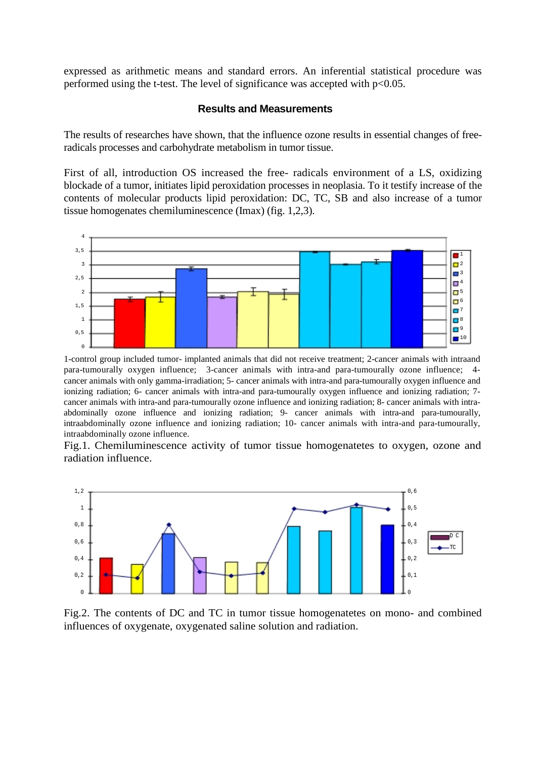expressed as arithmetic means and standard errors. An inferential statistical procedure was performed using the t-test. The level of significance was accepted with $p<0.05$.

### Results and Measurements

The results of researches have shown, that the influence ozone results in essential changes of free-radicals processes and carbohydrate metabolism in tumor tissue.

First of all, introduction OS increased the free- radicals environment of a LS, oxidizing blockade of a tumor, initiates lipid peroxidation processes in neoplasia. To it testify increase of the contents of molecular products lipid peroxidation: DC, TC, SB and also increase of a tumor tissue homogenates chemiluminescence (Imax) (fig. 1,2,3).

4
3,5
3
2,5
2
1,5
1
0,5
0

1
2
3
4
5
6
7
8
9
10

1-control group included tumor- implanted animals that did not receive treatment; 2-cancer animals with intraand para-tumourally oxygen influence; 3-cancer animals with intra-and para-tumourally ozone influence; 4-cancer animals with only gamma-irradiation; 5- cancer animals with intra-and para-tumourally oxygen influence and ionizing radiation; 6- cancer animals with intra-and para-tumourally oxygen influence and ionizing radiation; 7-cancer animals with intra-and para-tumourally ozone influence and ionizing radiation; 8- cancer animals with intra-abdominally ozone influence and ionizing radiation; 9- cancer animals with intra-and para-tumourally, intraabdominally ozone influence and ionizing radiation; 10- cancer animals with intra-and para-tumourally, intraabdominally ozone influence.

Fig.1. Chemiluminescence activity of tumor tissue homogenatetes to oxygen, ozone and radiation influence.

1,2
1
0,8
0,6
0,4
0,2
0

0,6
0,5
0,4
0,3
0,2
0,1
0

D C
TC

Fig.2. The contents of DC and TC in tumor tissue homogenatetes on mono- and combined influences of oxygenate, oxygenated saline solution and radiation.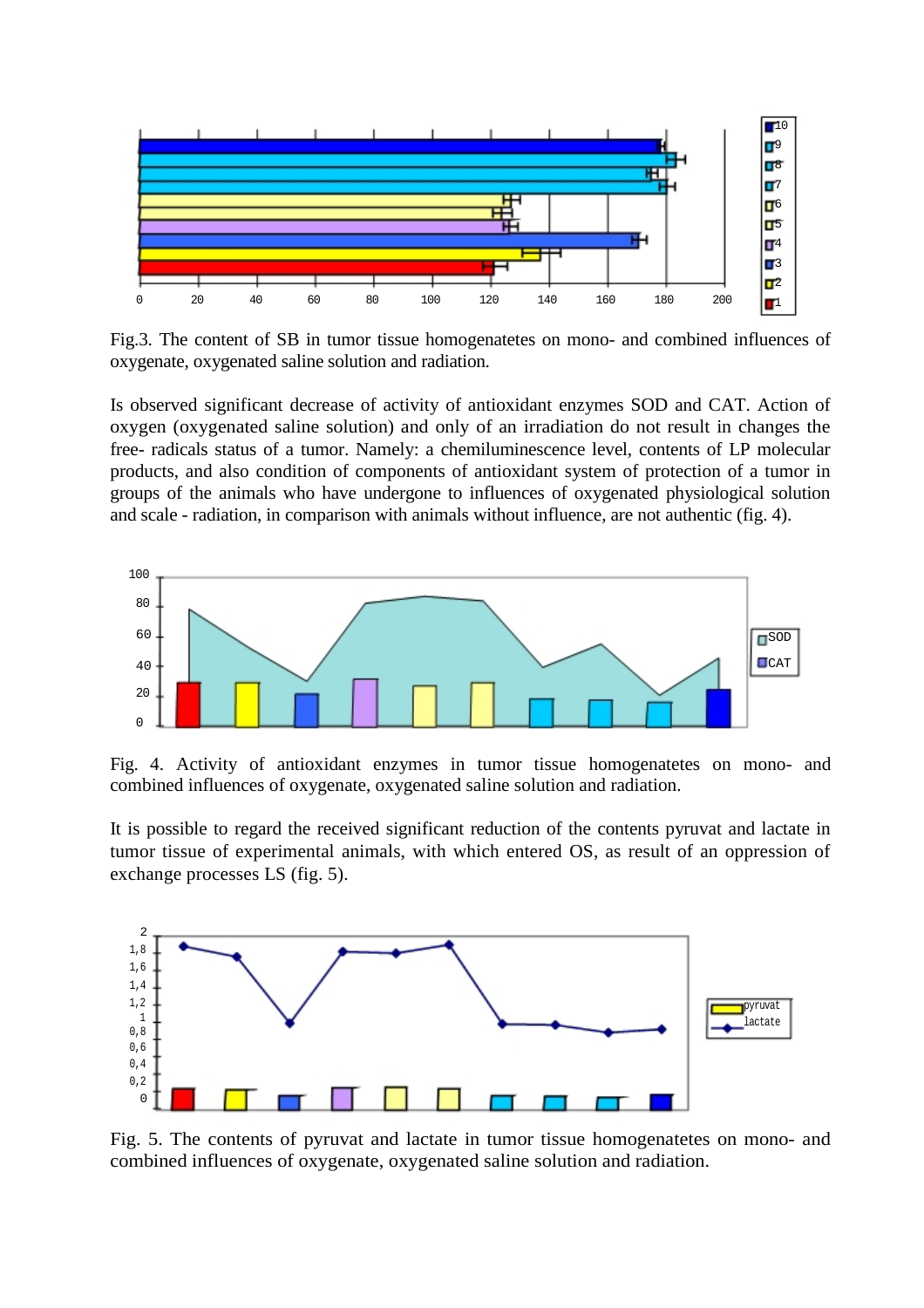0 20 40 60 80 100 120 140 160 180 200

10
9
8
7
6
5
4
3
2
1

Fig.3. The content of SB in tumor tissue homogenatetes on mono- and combined influences of oxygenate, oxygenated saline solution and radiation.

Is observed significant decrease of activity of antioxidant enzymes SOD and CAT. Action of oxygen (oxygenated saline solution) and only of an irradiation do not result in changes the free- radicals status of a tumor. Namely: a chemiluminescence level, contents of LP molecular products, and also condition of components of antioxidant system of protection of a tumor in groups of the animals who have undergone to influences of oxygenated physiological solution and scale - radiation, in comparison with animals without influence, are not authentic (fig. 4).

100
80
60
40
20
0

SOD
CAT

Fig. 4. Activity of antioxidant enzymes in tumor tissue homogenatetes on mono- and combined influences of oxygenate, oxygenated saline solution and radiation.

It is possible to regard the received significant reduction of the contents pyruvat and lactate in tumor tissue of experimental animals, with which entered OS, as result of an oppression of exchange processes LS (fig. 5).

2
1,8
1,6
1,4
1,2
1
0,8
0,6
0,4
0,2
0

pyruvat
lactate

Fig. 5. The contents of pyruvat and lactate in tumor tissue homogenatetes on mono- and combined influences of oxygenate, oxygenated saline solution and radiation.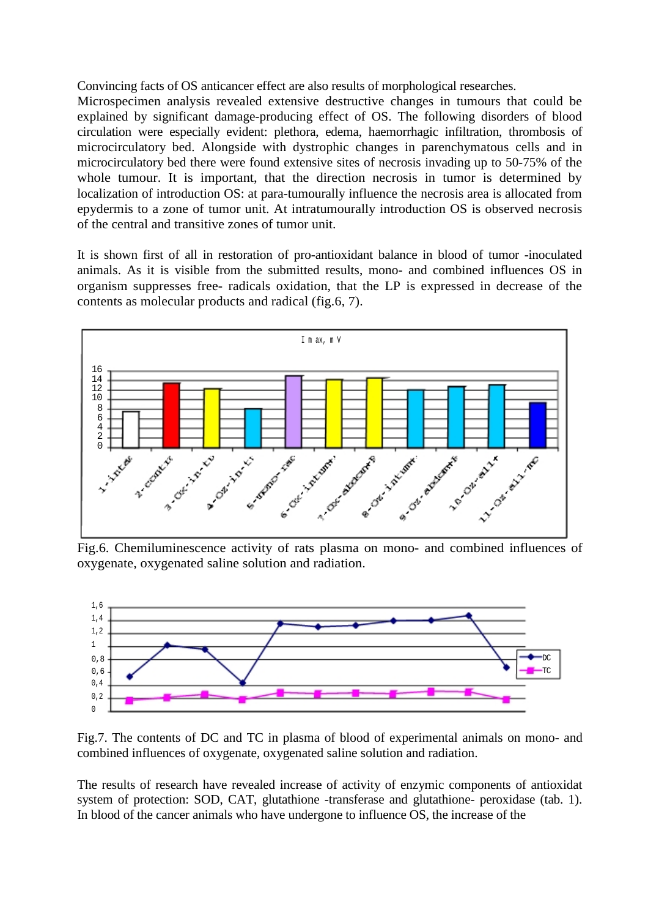Convincing facts of OS anticancer effect are also results of morphological researches.
Microspecimen analysis revealed extensive destructive changes in tumours that could be explained by significant damage-producing effect of OS. The following disorders of blood circulation were especially evident: plethora, edema, haemorrhagic infiltration, thrombosis of microcirculatory bed. Alongside with dystrophic changes in parenchymatous cells and in microcirculatory bed there were found extensive sites of necrosis invading up to 50-75% of the whole tumour. It is important, that the direction necrosis in tumor is determined by localization of introduction OS: at para-tumourally influence the necrosis area is allocated from epydermis to a zone of tumor unit. At intratumourally introduction OS is observed necrosis of the central and transitive zones of tumor unit.

It is shown first of all in restoration of pro-antioxidant balance in blood of tumor -inoculated animals. As it is visible from the submitted results, mono- and combined influences OS in organism suppresses free- radicals oxidation, that the LP is expressed in decrease of the contents as molecular products and radical (fig.6, 7).

I max, mV

16
14
12
10
8
6
4
2
0

1-intac
2-contr
3-Ox-in-tv
4-Oz-in-t
5-mono-rac
6-Ox-intum
7-Ox-abdom
8-Oz-intum
9-Oz-abdom
10-Oz-all
11-Ox-all-rac

Fig.6. Chemiluminescence activity of rats plasma on mono- and combined influences of oxygenate, oxygenated saline solution and radiation.

1,6
1,4
1,2
1
0,8
0,6
0,4
0,2
0

DC
TC

Fig.7. The contents of DC and TC in plasma of blood of experimental animals on mono- and combined influences of oxygenate, oxygenated saline solution and radiation.

The results of research have revealed increase of activity of enzymic components of antioxidat system of protection: SOD, CAT, glutathione -transferase and glutathione- peroxidase (tab. 1). In blood of the cancer animals who have undergone to influence OS, the increase of the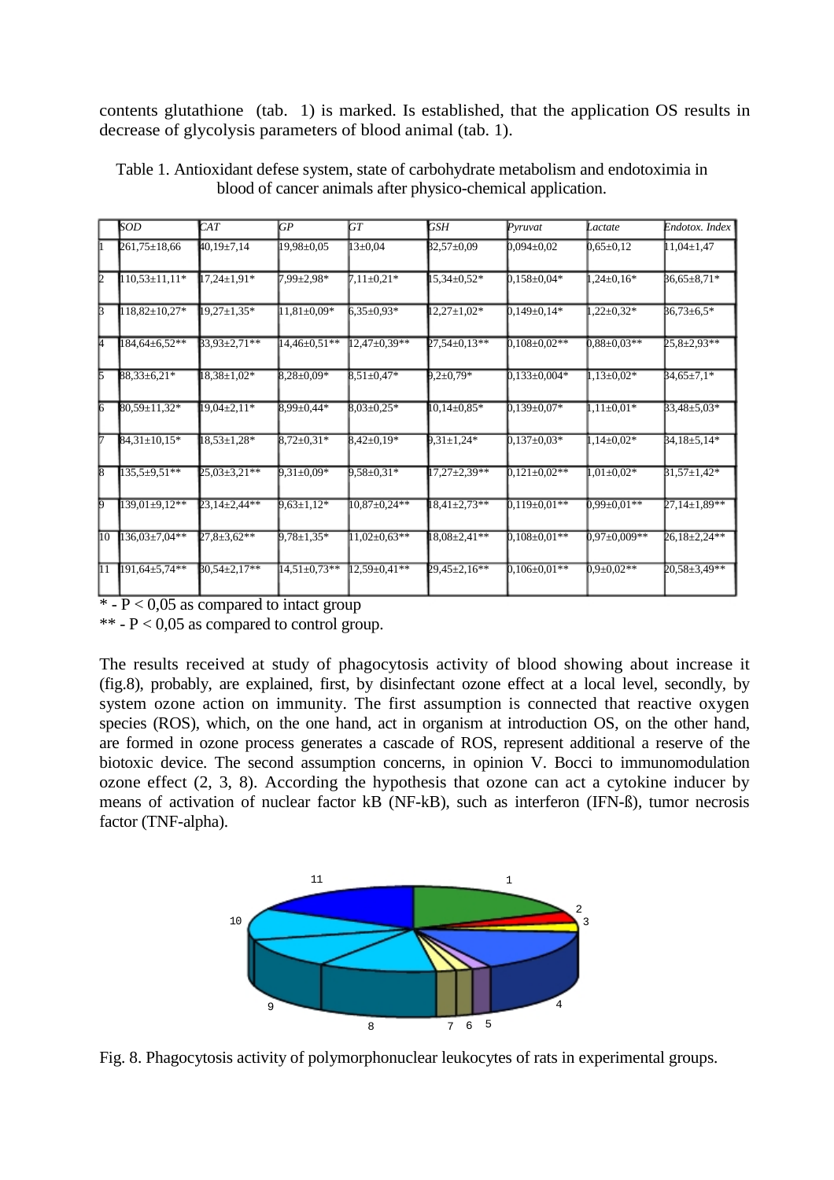contents glutathione (tab. 1) is marked. Is established, that the application OS results in decrease of glycolysis parameters of blood animal (tab. 1).

Table 1. Antioxidant defese system, state of carbohydrate metabolism and endotoximia in blood of cancer animals after physico-chemical application.

| | SOD | CAT | GP | GT | GSH | Pyruvat | Lactate | Endotox. Index |
|---|---|---|---|---|---|---|---|---|
| 1 | 261,75±18,66 | 40,19±7,14 | 19,98±0,05 | 13±0,04 | 32,57±0,09 | 0,094±0,02 | 0,65±0,12 | 11,04±1,47 |
| 2 | 110,53±11,11* | 17,24±1,91* | 7,99±2,98* | 7,11±0,21* | 15,34±0,52* | 0,158±0,04* | 1,24±0,16* | 36,65±8,71* |
| 3 | 118,82±10,27* | 19,27±1,35* | 11,81±0,09* | 6,35±0,93* | 12,27±1,02* | 0,149±0,14* | 1,22±0,32* | 36,73±6,5* |
| 4 | 184,64±6,52** | 33,93±2,71** | 14,46±0,51** | 12,47±0,39** | 27,54±0,13** | 0,108±0,02** | 0,88±0,03** | 25,8±2,93** |
| 5 | 88,33±6,21* | 18,38±1,02* | 8,28±0,09* | 8,51±0,47* | 9,2±0,79* | 0,133±0,004* | 1,13±0,02* | 34,65±7,1* |
| 6 | 80,59±11,32* | 19,04±2,11* | 8,99±0,44* | 8,03±0,25* | 10,14±0,85* | 0,139±0,07* | 1,11±0,01* | 33,48±5,03* |
| 7 | 84,31±10,15* | 18,53±1,28* | 8,72±0,31* | 8,42±0,19* | 9,31±1,24* | 0,137±0,03* | 1,14±0,02* | 34,18±5,14* |
| 8 | 135,5±9,51** | 25,03±3,21** | 9,31±0,09* | 9,58±0,31* | 17,27±2,39** | 0,121±0,02** | 1,01±0,02* | 31,57±1,42* |
| 9 | 139,01±9,12** | 23,14±2,44** | 9,63±1,12* | 10,87±0,24** | 18,41±2,73** | 0,119±0,01** | 0,99±0,01** | 27,14±1,89** |
| 10 | 136,03±7,04** | 27,8±3,62** | 9,78±1,35* | 11,02±0,63** | 18,08±2,41** | 0,108±0,01** | 0,97±0,009** | 26,18±2,24** |
| 11 | 191,64±5,74** | 30,54±2,17** | 14,51±0,73** | 12,59±0,41** | 29,45±2,16** | 0,106±0,01** | 0,9±0,02** | 20,58±3,49** |

* - $P < 0,05$ as compared to intact group

** - $P < 0,05$ as compared to control group.

The results received at study of phagocytosis activity of blood showing about increase it (fig.8), probably, are explained, first, by disinfectant ozone effect at a local level, secondly, by system ozone action on immunity. The first assumption is connected that reactive oxygen species (ROS), which, on the one hand, act in organism at introduction OS, on the other hand, are formed in ozone process generates a cascade of ROS, represent additional a reserve of the biotoxic device. The second assumption concerns, in opinion V. Bocci to immunomodulation ozone effect (2, 3, 8). According the hypothesis that ozone can act a cytokine inducer by means of activation of nuclear factor kB (NF-kB), such as interferon (IFN-ß), tumor necrosis factor (TNF-alpha).

11
1
2
10
3
9
4
8
7 6 5

Fig. 8. Phagocytosis activity of polymorphonuclear leukocytes of rats in experimental groups.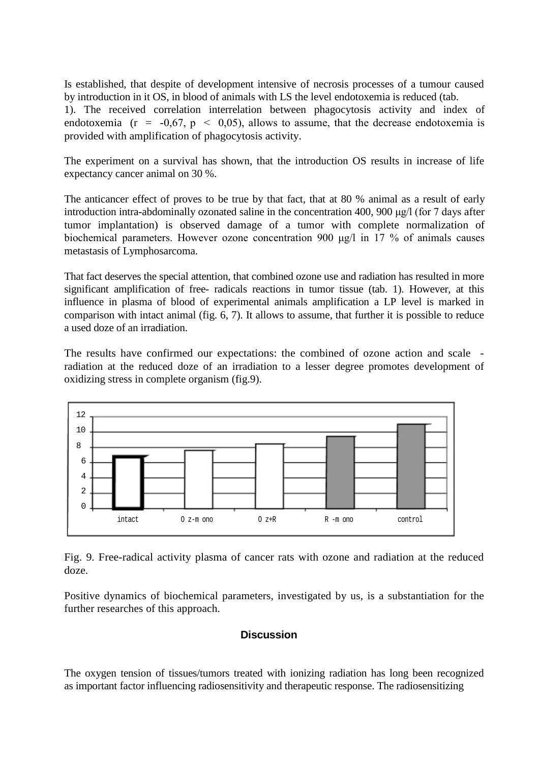Is established, that despite of development intensive of necrosis processes of a tumour caused by introduction in it OS, in blood of animals with LS the level endotoxemia is reduced (tab. 1). The received correlation interrelation between phagocytosis activity and index of endotoxemia ($r = -0,67$, $p < 0,05$), allows to assume, that the decrease endotoxemia is provided with amplification of phagocytosis activity.

The experiment on a survival has shown, that the introduction OS results in increase of life expectancy cancer animal on 30 %.

The anticancer effect of proves to be true by that fact, that at 80 % animal as a result of early introduction intra-abdominally ozonated saline in the concentration 400, 900 μg/l (for 7 days after tumor implantation) is observed damage of a tumor with complete normalization of biochemical parameters. However ozone concentration 900 μg/l in 17 % of animals causes metastasis of Lymphosarcoma.

That fact deserves the special attention, that combined ozone use and radiation has resulted in more significant amplification of free- radicals reactions in tumor tissue (tab. 1). However, at this influence in plasma of blood of experimental animals amplification a LP level is marked in comparison with intact animal (fig. 6, 7). It allows to assume, that further it is possible to reduce a used doze of an irradiation.

The results have confirmed our expectations: the combined of ozone action and scale - radiation at the reduced doze of an irradiation to a lesser degree promotes development of oxidizing stress in complete organism (fig.9).

12
10
8
6
4
2
0
intact
O z-m ono
O z+R
R -m ono
control

Fig. 9. Free-radical activity plasma of cancer rats with ozone and radiation at the reduced doze.

Positive dynamics of biochemical parameters, investigated by us, is a substantiation for the further researches of this approach.

## Discussion

The oxygen tension of tissues/tumors treated with ionizing radiation has long been recognized as important factor influencing radiosensitivity and therapeutic response. The radiosensitizing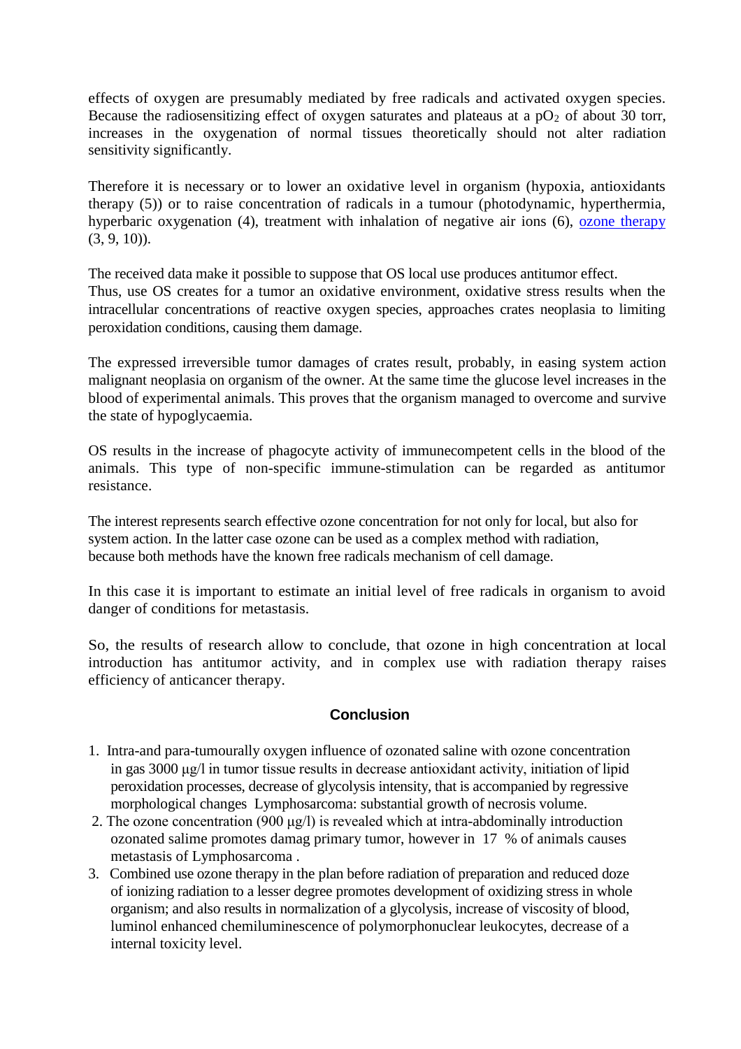effects of oxygen are presumably mediated by free radicals and activated oxygen species. Because the radiosensitizing effect of oxygen saturates and plateaus at a $pO_2$ of about 30 torr, increases in the oxygenation of normal tissues theoretically should not alter radiation sensitivity significantly.

Therefore it is necessary or to lower an oxidative level in organism (hypoxia, antioxidants therapy (5)) or to raise concentration of radicals in a tumour (photodynamic, hyperthermia, hyperbaric oxygenation (4), treatment with inhalation of negative air ions (6), ozone therapy (3, 9, 10)).

The received data make it possible to suppose that OS local use produces antitumor effect.
Thus, use OS creates for a tumor an oxidative environment, oxidative stress results when the intracellular concentrations of reactive oxygen species, approaches crates neoplasia to limiting peroxidation conditions, causing them damage.

The expressed irreversible tumor damages of crates result, probably, in easing system action malignant neoplasia on organism of the owner. At the same time the glucose level increases in the blood of experimental animals. This proves that the organism managed to overcome and survive the state of hypoglycaemia.

OS results in the increase of phagocyte activity of immunecompetent cells in the blood of the animals. This type of non-specific immune-stimulation can be regarded as antitumor resistance.

The interest represents search effective ozone concentration for not only for local, but also for system action. In the latter case ozone can be used as a complex method with radiation, because both methods have the known free radicals mechanism of cell damage.

In this case it is important to estimate an initial level of free radicals in organism to avoid danger of conditions for metastasis.

So, the results of research allow to conclude, that ozone in high concentration at local introduction has antitumor activity, and in complex use with radiation therapy raises efficiency of anticancer therapy.

## Conclusion

1. Intra-and para-tumourally oxygen influence of ozonated saline with ozone concentration in gas 3000 μg/l in tumor tissue results in decrease antioxidant activity, initiation of lipid peroxidation processes, decrease of glycolysis intensity, that is accompanied by regressive morphological changes Lymphosarcoma: substantial growth of necrosis volume.
2. The ozone concentration (900 μg/l) is revealed which at intra-abdominally introduction ozonated salime promotes damag primary tumor, however in 17 % of animals causes metastasis of Lymphosarcoma .
3. Combined use ozone therapy in the plan before radiation of preparation and reduced doze of ionizing radiation to a lesser degree promotes development of oxidizing stress in whole organism; and also results in normalization of a glycolysis, increase of viscosity of blood, luminol enhanced chemiluminescence of polymorphonuclear leukocytes, decrease of a internal toxicity level.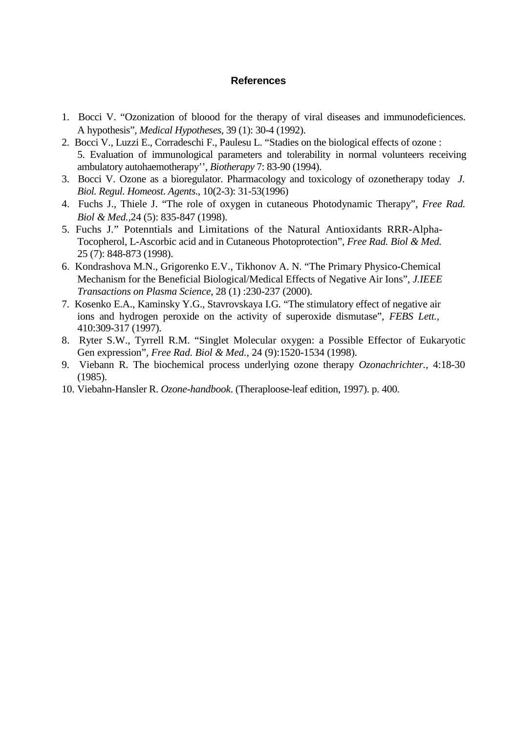## References

1. Bocci V. "Ozonization of bloood for the therapy of viral diseases and immunodeficiences. A hypothesis", *Medical Hypotheses*, 39 (1): 30-4 (1992).
2. Bocci V., Luzzi E., Corradeschi F., Paulesu L. "Stadies on the biological effects of ozone : 5. Evaluation of immunological parameters and tolerability in normal volunteers receiving ambulatory autohaemotherapy'', *Biotherapy* 7: 83-90 (1994).
3. Bocci V. Ozone as a bioregulator. Pharmacology and toxicology of ozonetherapy today *J. Biol. Regul. Homeost. Agents*., 10(2-3): 31-53(1996)
4. Fuchs J., Thiele J. "The role of oxygen in cutaneous Photodynamic Therapy", *Free Rad. Biol & Med.*,24 (5): 835-847 (1998).
5. Fuchs J." Potenntials and Limitations of the Natural Antioxidants RRR-Alpha-Tocopherol, L-Ascorbic acid and in Cutaneous Photoprotection", *Free Rad. Biol & Med.* 25 (7): 848-873 (1998).
6. Kondrashova M.N., Grigorenko E.V., Tikhonov A. N. "The Primary Physico-Chemical Mechanism for the Beneficial Biological/Medical Effects of Negative Air Ions", *J.IEEE Transactions on Plasma Science*, 28 (1) :230-237 (2000).
7. Kosenko E.A., Kaminsky Y.G., Stavrovskaya I.G. "The stimulatory effect of negative air ions and hydrogen peroxide on the activity of superoxide dismutase", *FEBS Lett.*, 410:309-317 (1997).
8. Ryter S.W., Tyrrell R.M. "Singlet Molecular oxygen: a Possible Effector of Eukaryotic Gen expression", *Free Rad. Biol & Med.*, 24 (9):1520-1534 (1998).
9. Viebann R. The biochemical process underlying ozone therapy *Ozonachrichter.*, 4:18-30 (1985).
10. Viebahn-Hansler R. *Ozone-handbook*. (Theraploose-leaf edition, 1997). p. 400.